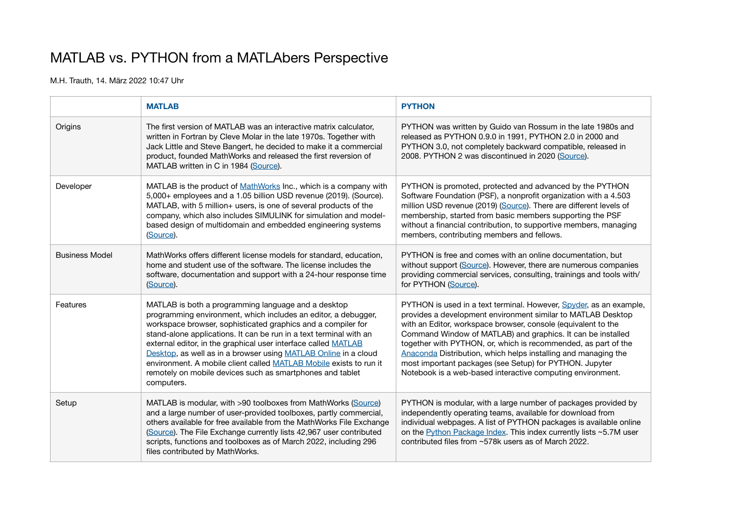# MATLAB vs. PYTHON from a MATLAbers Perspective

M.H. Trauth, 14. März 2022 10:47 Uhr

| | **MATLAB** | **PYTHON** |
|---|---|---|
| Origins | The first version of MATLAB was an interactive matrix calculator, written in Fortran by Cleve Molar in the late 1970s. Together with Jack Little and Steve Bangert, he decided to make it a commercial product, founded MathWorks and released the first reversion of MATLAB written in C in 1984 (Source). | PYTHON was written by Guido van Rossum in the late 1980s and released as PYTHON 0.9.0 in 1991, PYTHON 2.0 in 2000 and PYTHON 3.0, not completely backward compatible, released in 2008. PYTHON 2 was discontinued in 2020 (Source). |
| Developer | MATLAB is the product of MathWorks Inc., which is a company with 5,000+ employees and a 1.05 billion USD revenue (2019). (Source). MATLAB, with 5 million+ users, is one of several products of the company, which also includes SIMULINK for simulation and model-based design of multidomain and embedded engineering systems (Source). | PYTHON is promoted, protected and advanced by the PYTHON Software Foundation (PSF), a nonprofit organization with a 4.503 million USD revenue (2019) (Source). There are different levels of membership, started from basic members supporting the PSF without a financial contribution, to supportive members, managing members, contributing members and fellows. |
| Business Model | MathWorks offers different license models for standard, education, home and student use of the software. The license includes the software, documentation and support with a 24-hour response time (Source). | PYTHON is free and comes with an online documentation, but without support (Source). However, there are numerous companies providing commercial services, consulting, trainings and tools with/for PYTHON (Source). |
| Features | MATLAB is both a programming language and a desktop programming environment, which includes an editor, a debugger, workspace browser, sophisticated graphics and a compiler for stand-alone applications. It can be run in a text terminal with an external editor, in the graphical user interface called MATLAB Desktop, as well as in a browser using MATLAB Online in a cloud environment. A mobile client called MATLAB Mobile exists to run it remotely on mobile devices such as smartphones and tablet computers. | PYTHON is used in a text terminal. However, Spyder, as an example, provides a development environment similar to MATLAB Desktop with an Editor, workspace browser, console (equivalent to the Command Window of MATLAB) and graphics. It can be installed together with PYTHON, or, which is recommended, as part of the Anaconda Distribution, which helps installing and managing the most important packages (see Setup) for PYTHON. Jupyter Notebook is a web-based interactive computing environment. |
| Setup | MATLAB is modular, with >90 toolboxes from MathWorks (Source) and a large number of user-provided toolboxes, partly commercial, others available for free available from the MathWorks File Exchange (Source). The File Exchange currently lists 42,967 user contributed scripts, functions and toolboxes as of March 2022, including 296 files contributed by MathWorks. | PYTHON is modular, with a large number of packages provided by independently operating teams, available for download from individual webpages. A list of PYTHON packages is available online on the Python Package Index. This index currently lists ~5.7M user contributed files from ~578k users as of March 2022. |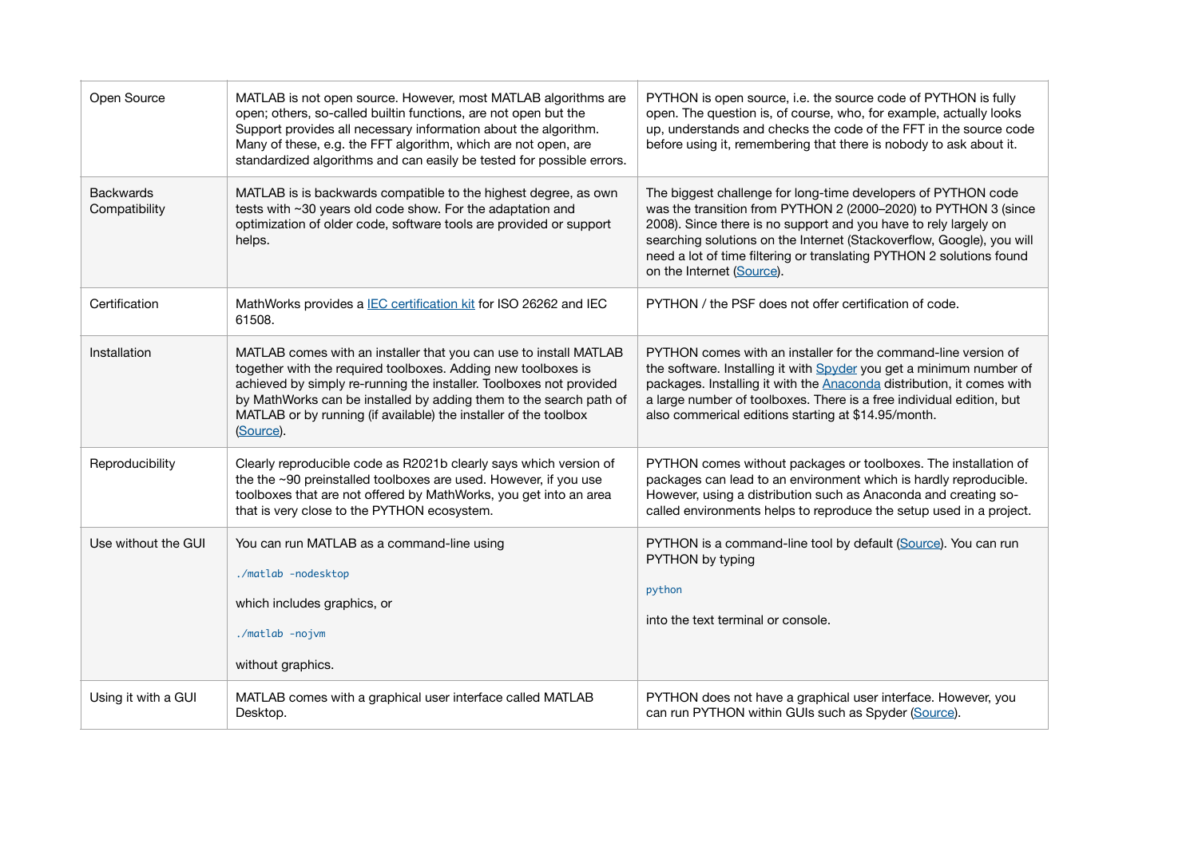| | | |
|---|---|---|
| Open Source | MATLAB is not open source. However, most MATLAB algorithms are open; others, so-called builtin functions, are not open but the Support provides all necessary information about the algorithm. Many of these, e.g. the FFT algorithm, which are not open, are standardized algorithms and can easily be tested for possible errors. | PYTHON is open source, i.e. the source code of PYTHON is fully open. The question is, of course, who, for example, actually looks up, understands and checks the code of the FFT in the source code before using it, remembering that there is nobody to ask about it. |
| Backwards Compatibility | MATLAB is is backwards compatible to the highest degree, as own tests with ~30 years old code show. For the adaptation and optimization of older code, software tools are provided or support helps. | The biggest challenge for long-time developers of PYTHON code was the transition from PYTHON 2 (2000–2020) to PYTHON 3 (since 2008). Since there is no support and you have to rely largely on searching solutions on the Internet (Stackoverflow, Google), you will need a lot of time filtering or translating PYTHON 2 solutions found on the Internet (Source). |
| Certification | MathWorks provides a IEC certification kit for ISO 26262 and IEC 61508. | PYTHON / the PSF does not offer certification of code. |
| Installation | MATLAB comes with an installer that you can use to install MATLAB together with the required toolboxes. Adding new toolboxes is achieved by simply re-running the installer. Toolboxes not provided by MathWorks can be installed by adding them to the search path of MATLAB or by running (if available) the installer of the toolbox (Source). | PYTHON comes with an installer for the command-line version of the software. Installing it with Spyder you get a minimum number of packages. Installing it with the Anaconda distribution, it comes with a large number of toolboxes. There is a free individual edition, but also commerical editions starting at $14.95/month. |
| Reproducibility | Clearly reproducible code as R2021b clearly says which version of the the ~90 preinstalled toolboxes are used. However, if you use toolboxes that are not offered by MathWorks, you get into an area that is very close to the PYTHON ecosystem. | PYTHON comes without packages or toolboxes. The installation of packages can lead to an environment which is hardly reproducible. However, using a distribution such as Anaconda and creating so-called environments helps to reproduce the setup used in a project. |
| Use without the GUI | You can run MATLAB as a command-line using `./matlab -nodesktop` which includes graphics, or `./matlab -nojvm` without graphics. | PYTHON is a command-line tool by default (Source). You can run PYTHON by typing `python` into the text terminal or console. |
| Using it with a GUI | MATLAB comes with a graphical user interface called MATLAB Desktop. | PYTHON does not have a graphical user interface. However, you can run PYTHON within GUIs such as Spyder (Source). |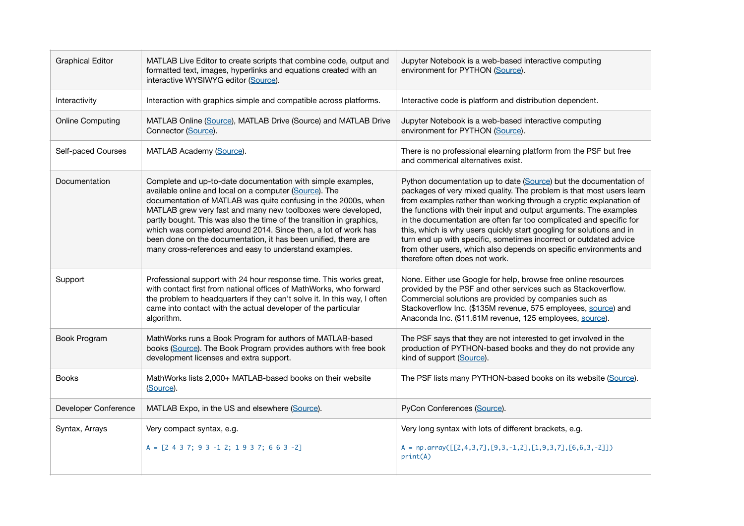| Graphical Editor | MATLAB Live Editor to create scripts that combine code, output and formatted text, images, hyperlinks and equations created with an interactive WYSIWYG editor (Source). | Jupyter Notebook is a web-based interactive computing environment for PYTHON (Source). |
|---|---|---|
| Interactivity | Interaction with graphics simple and compatible across platforms. | Interactive code is platform and distribution dependent. |
| Online Computing | MATLAB Online (Source), MATLAB Drive (Source) and MATLAB Drive Connector (Source). | Jupyter Notebook is a web-based interactive computing environment for PYTHON (Source). |
| Self-paced Courses | MATLAB Academy (Source). | There is no professional elearning platform from the PSF but free and commerical alternatives exist. |
| Documentation | Complete and up-to-date documentation with simple examples, available online and local on a computer (Source). The documentation of MATLAB was quite confusing in the 2000s, when MATLAB grew very fast and many new toolboxes were developed, partly bought. This was also the time of the transition in graphics, which was completed around 2014. Since then, a lot of work has been done on the documentation, it has been unified, there are many cross-references and easy to understand examples. | Python documentation up to date (Source) but the documentation of packages of very mixed quality. The problem is that most users learn from examples rather than working through a cryptic explanation of the functions with their input and output arguments. The examples in the documentation are often far too complicated and specific for this, which is why users quickly start googling for solutions and in turn end up with specific, sometimes incorrect or outdated advice from other users, which also depends on specific environments and therefore often does not work. |
| Support | Professional support with 24 hour response time. This works great, with contact first from national offices of MathWorks, who forward the problem to headquarters if they can't solve it. In this way, I often came into contact with the actual developer of the particular algorithm. | None. Either use Google for help, browse free online resources provided by the PSF and other services such as Stackoverflow. Commercial solutions are provided by companies such as Stackoverflow Inc. ($135M revenue, 575 employees, source) and Anaconda Inc. ($11.61M revenue, 125 employees, source). |
| Book Program | MathWorks runs a Book Program for authors of MATLAB-based books (Source). The Book Program provides authors with free book development licenses and extra support. | The PSF says that they are not interested to get involved in the production of PYTHON-based books and they do not provide any kind of support (Source). |
| Books | MathWorks lists 2,000+ MATLAB-based books on their website (Source). | The PSF lists many PYTHON-based books on its website (Source). |
| Developer Conference | MATLAB Expo, in the US and elsewhere (Source). | PyCon Conferences (Source). |
| Syntax, Arrays | Very compact syntax, e.g. `A = [2 4 3 7; 9 3 -1 2; 1 9 3 7; 6 6 3 -2]` | Very long syntax with lots of different brackets, e.g. `A = np.array([[2,4,3,7],[9,3,-1,2],[1,9,3,7],[6,6,3,-2]])` `print(A)` |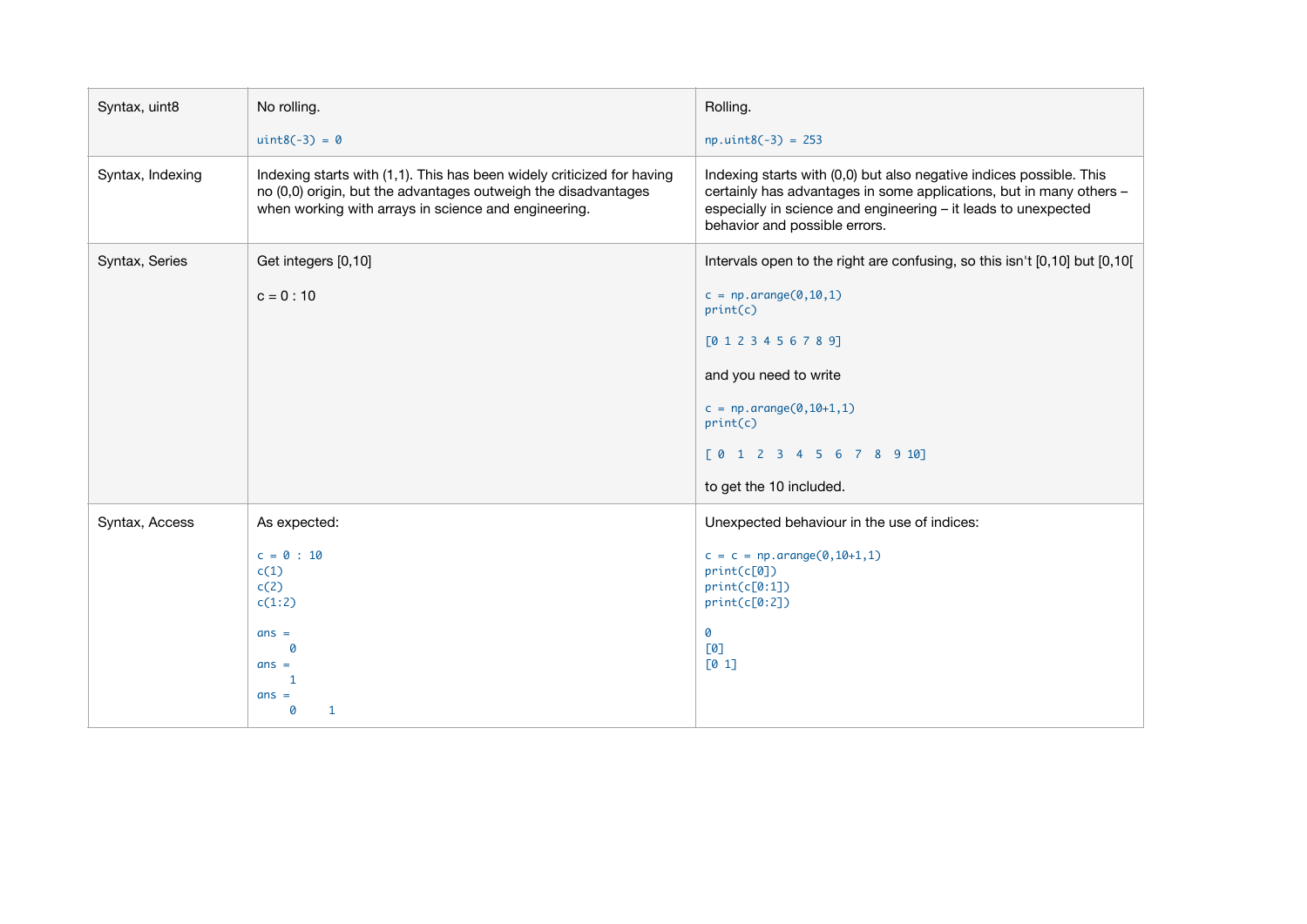| | | |
|---|---|---|
| Syntax, uint8 | No rolling.<br><br>`uint8(-3) = 0` | Rolling.<br><br>`np.uint8(-3) = 253` |
| Syntax, Indexing | Indexing starts with (1,1). This has been widely criticized for having no (0,0) origin, but the advantages outweigh the disadvantages when working with arrays in science and engineering. | Indexing starts with (0,0) but also negative indices possible. This certainly has advantages in some applications, but in many others – especially in science and engineering – it leads to unexpected behavior and possible errors. |
| Syntax, Series | Get integers [0,10]<br><br>c = 0 : 10 | Intervals open to the right are confusing, so this isn't [0,10] but [0,10[<br><br>`c = np.arange(0,10,1)`<br>`print(c)`<br><br>`[0 1 2 3 4 5 6 7 8 9]`<br><br>and you need to write<br><br>`c = np.arange(0,10+1,1)`<br>`print(c)`<br><br>`[ 0  1  2  3  4  5  6  7  8  9 10]`<br><br>to get the 10 included. |
| Syntax, Access | As expected:<br><br>`c = 0 : 10`<br>`c(1)`<br>`c(2)`<br>`c(1:2)`<br><br>`ans =`<br>`     0`<br>`ans =`<br>`     1`<br>`ans =`<br>`     0     1` | Unexpected behaviour in the use of indices:<br><br>`c = c = np.arange(0,10+1,1)`<br>`print(c[0])`<br>`print(c[0:1])`<br>`print(c[0:2])`<br><br>`0`<br>`[0]`<br>`[0 1]` |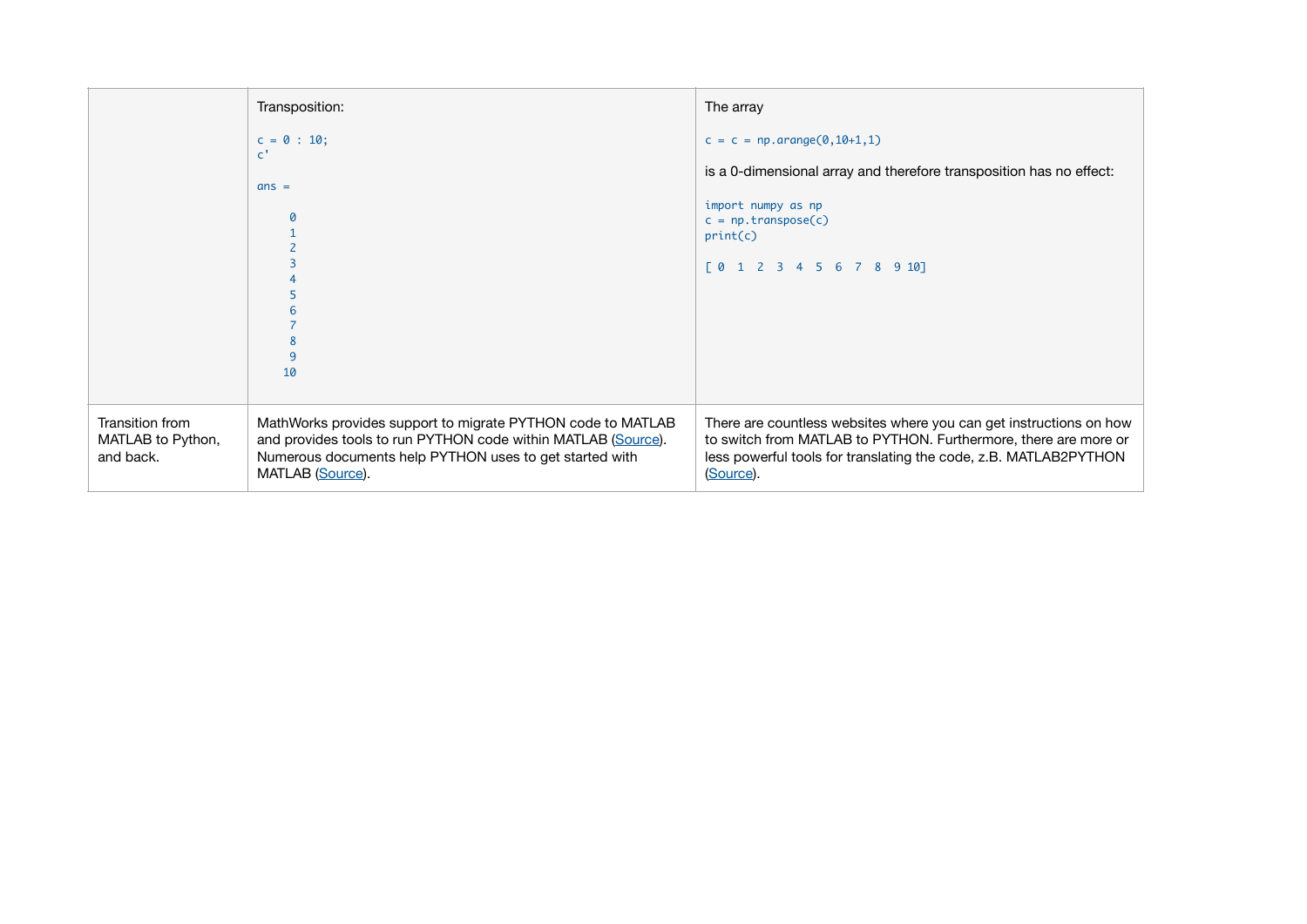| | | |
|---|---|---|
| | Transposition:<br><br>`c = 0 : 10;`<br>`c'`<br><br>`ans =`<br><br>`0`<br>`1`<br>`2`<br>`3`<br>`4`<br>`5`<br>`6`<br>`7`<br>`8`<br>`9`<br>`10` | The array<br><br>`c = c = np.arange(0,10+1,1)`<br><br>is a 0-dimensional array and therefore transposition has no effect:<br><br>`import numpy as np`<br>`c = np.transpose(c)`<br>`print(c)`<br><br>`[ 0  1  2  3  4  5  6  7  8  9 10]` |
| Transition from MATLAB to Python, and back. | MathWorks provides support to migrate PYTHON code to MATLAB and provides tools to run PYTHON code within MATLAB (Source). Numerous documents help PYTHON uses to get started with MATLAB (Source). | There are countless websites where you can get instructions on how to switch from MATLAB to PYTHON. Furthermore, there are more or less powerful tools for translating the code, z.B. MATLAB2PYTHON (Source). |